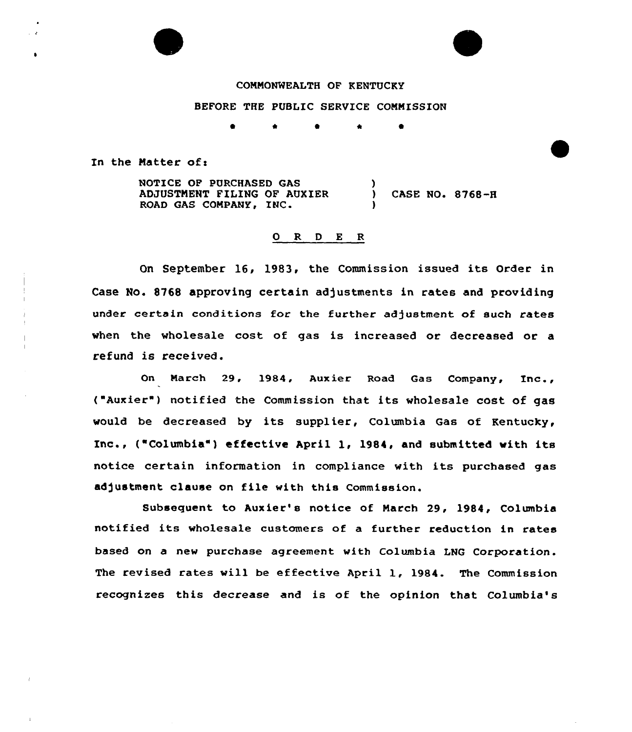COMMONWEALTH OF KENTUCKY

BEFORE THE PUBLIC SERVICE COMMISSION

\* \* \* \* \*

In the Matter of:

NOTICE OF PURCHASED GAS ADJUSTMENT FILING OF AUXIER ROAD GAS COMPANY, INC. ) CASE NO. 8768-H

O R D E R

On September 16, 1983, the Commission issued its Order in Case No. 8768 approving certain adjustments in rates and providing under certain conditions for the further adjustment of such rates when the wholesale cost of gas is increased or decreased or a refund is received.

On March 29, 1984, Auxier Road Gas Company, Inc., ("Auxier") notified the Commission that its wholesale cost of gas would be decreased by its supplier, Columbia Gas of Kentucky, Inc., ("Columbia") effective April 1, 1984, and submitted with its notice certain information in compliance with its purchased gas adjustment clause on file with this Commission.

Subsequent to Auxier's notice of March 29, 1984, Columbia notified its wholesale customers of a further reduction in rates based on a new purchase agreement with Columbia LNG Corporation. The revised rates will be effective April 1, 1984. The Commission recognizes this decrease and is of the opinion that Columbia's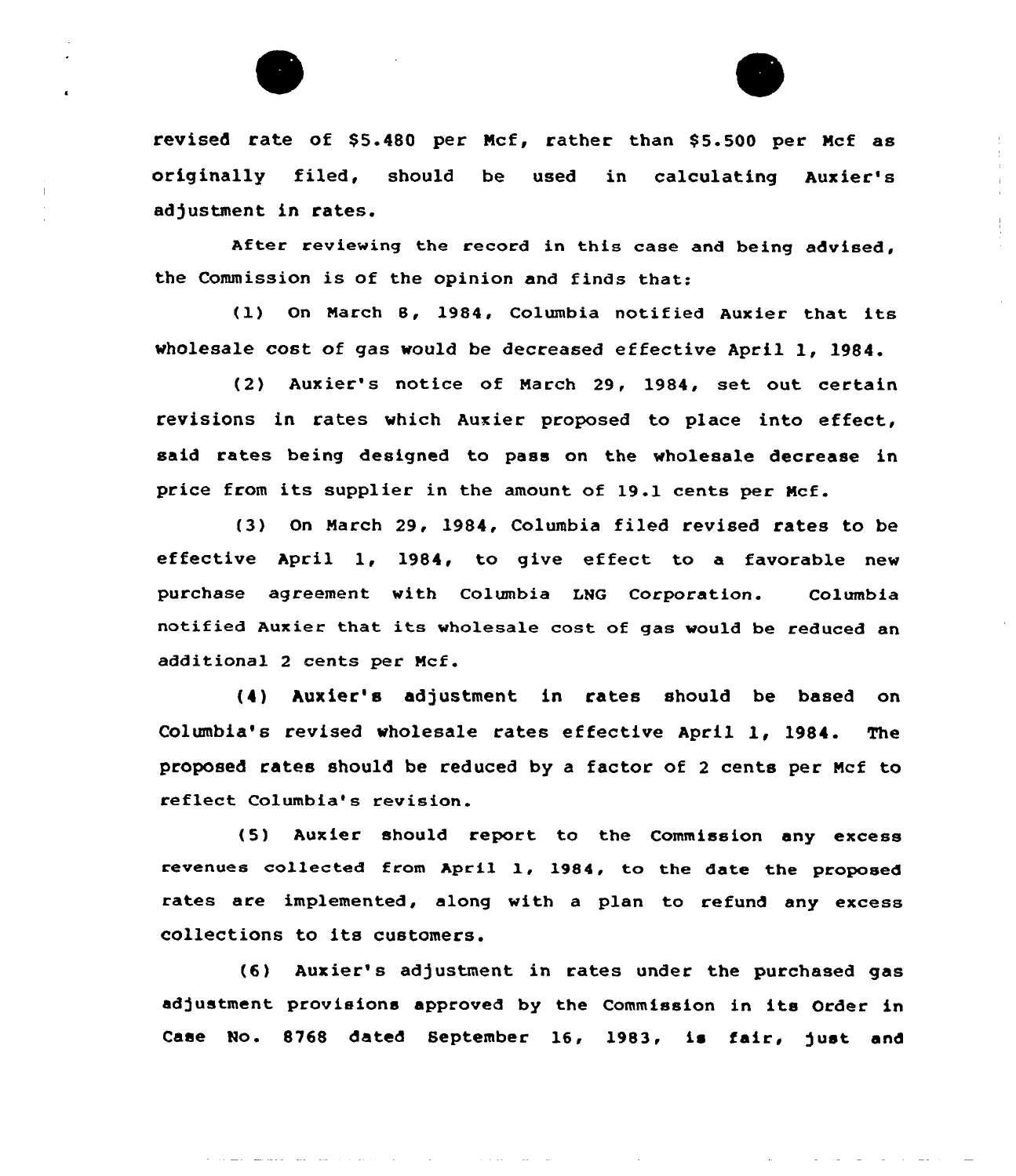revised rate of $5.480 per Mcf, rather than $5.500 per Mcf as originally filed, should be used in calculating Auxier's adjustment in rates.

After reviewing the record in this case and being advised, the Commission is of the opinion and finds that:

(1) On March 8, 1984, Columbia notified Auxier that its wholesale cost of gas would be decreased effective April 1, 1984.

(2) Auxier's notice of March 29, 1984, set out certain revisions in rates which Auxier proposed to place into effect, said rates being designed to pass on the wholesale decrease in price from its supplier in the amount of 19.1 cents per Mcf.

(3) On March 29, 1984, Columbia filed revised rates to be effective April 1, 1984, to give effect to a favorable new purchase agreement with Columbia LNG Corporation. Columbia notified Auxier that its wholesale cost of gas would be reduced an additional 2 cents per Mcf.

(4) Auxier's adjustment in rates should be based on Columbia's revised wholesale rates effective April 1, 1984. The proposed rates should be reduced by a factor of 2 cents per Mcf to reflect Columbia's revision.

(5) Auxier should report to the Commission any excess revenues collected from April 1, 1984, to the date the proposed rates are implemented, along with a plan to refund any excess collections to its customers.

(6) Auxier's adjustment in rates under the purchased gas adjustment provisions approved by the Commission in its Order in Case No. 8768 dated September 16, 1983, is fair, just and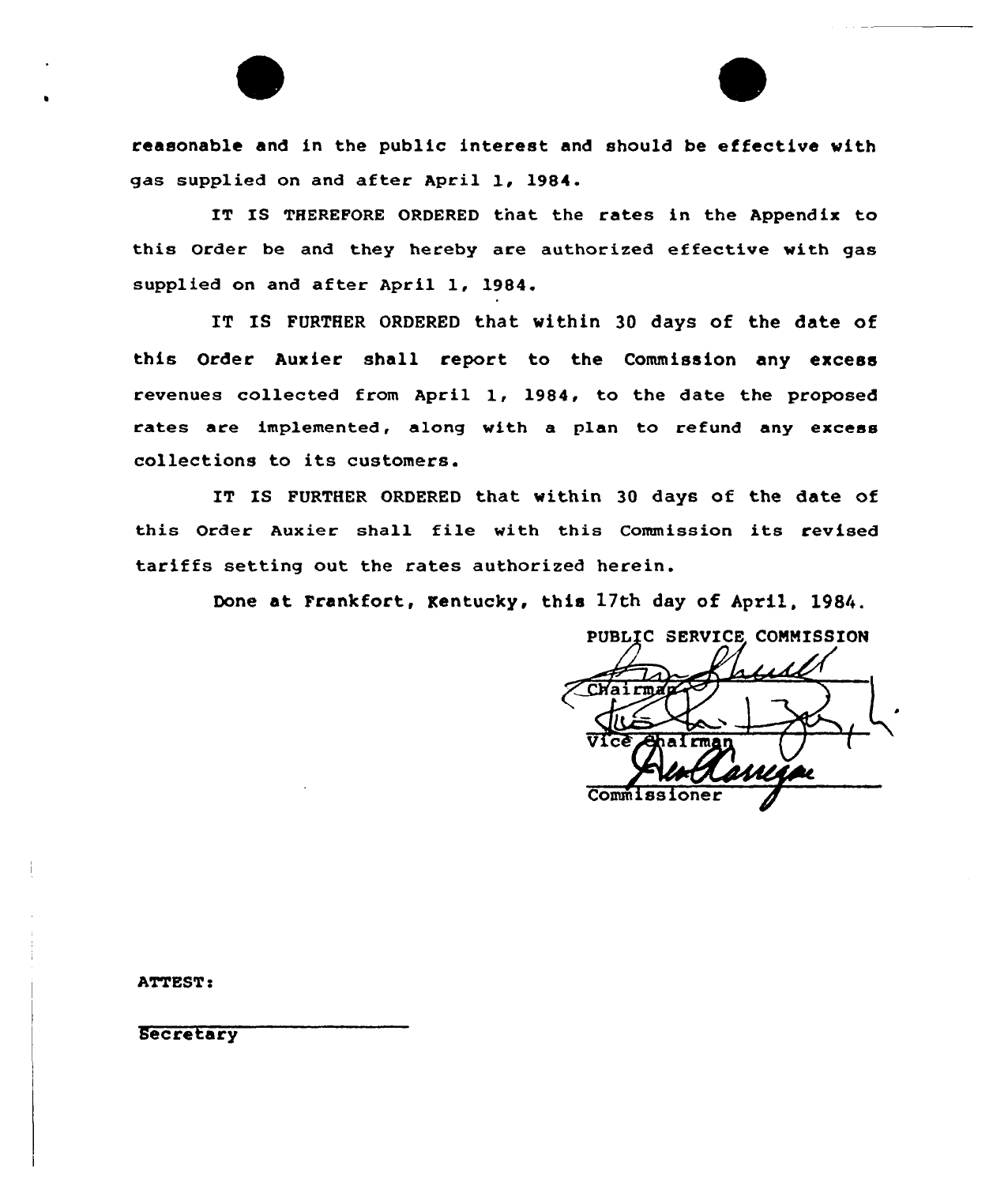reasonable and in the public interest and should be effective with gas supplied on and after April 1, 1984.

IT IS THEREFORE ORDERED that the rates in the Appendix to this Order be and they hereby are authorized effective with gas supplied on and after April 1, 1984.

IT IS FURTHER ORDERED that within 30 days of the date of this Order Auxier shall report to the Commission any excess revenues collected from April 1, 1984, to the date the proposed rates are implemented, along with a plan to refund any excess collections to its customers.

IT IS FURTHER ORDERED that within 30 days of the date of this Order Auxier shall file with this Commission its revised tariffs setting out the rates authorized herein.

Done at Frankfort, Kentucky, this 17th day of April, 1984.

PUBLIC SERVICE COMMISSION

Chairman

Vice Chairman

Commissioner

ATTEST:

Secretary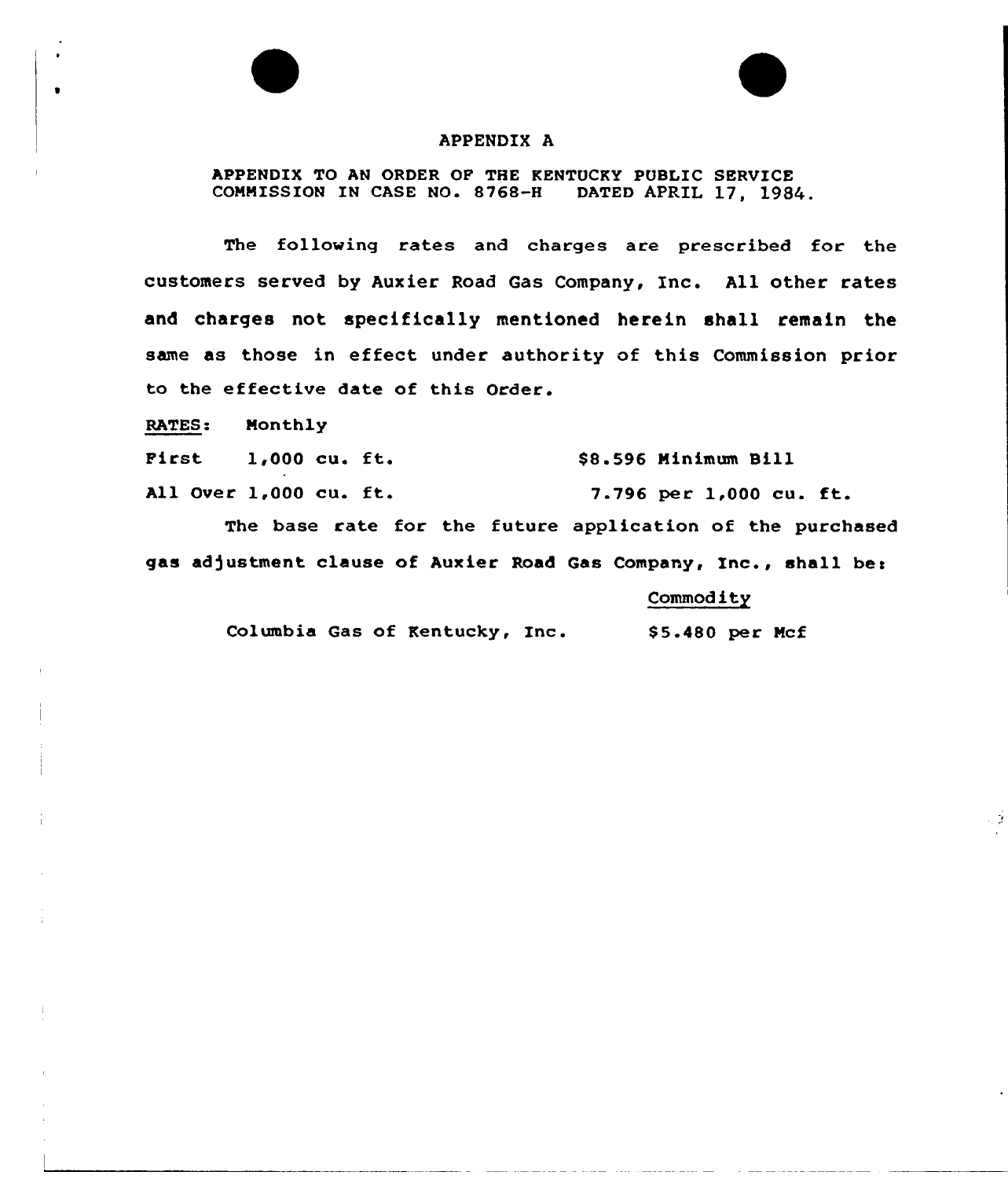# APPENDIX A

APPENDIX TO AN ORDER OF THE KENTUCKY PUBLIC SERVICE COMMISSION IN CASE NO. 8768-H DATED APRIL 17, 1984.

The following rates and charges are prescribed for the customers served by Auxier Road Gas Company, Inc. All other rates and charges not specifically mentioned herein shall remain the same as those in effect under authority of this Commission prior to the effective date of this Order.

RATES: Monthly

| | |
|---|---|
| First 1,000 cu. ft. | $8.596 Minimum Bill |
| All Over 1,000 cu. ft. | 7.796 per 1,000 cu. ft. |

The base rate for the future application of the purchased gas adjustment clause of Auxier Road Gas Company, Inc., shall be:

| | Commodity |
|---|---|
| Columbia Gas of Kentucky, Inc. | $5.480 per Mcf |